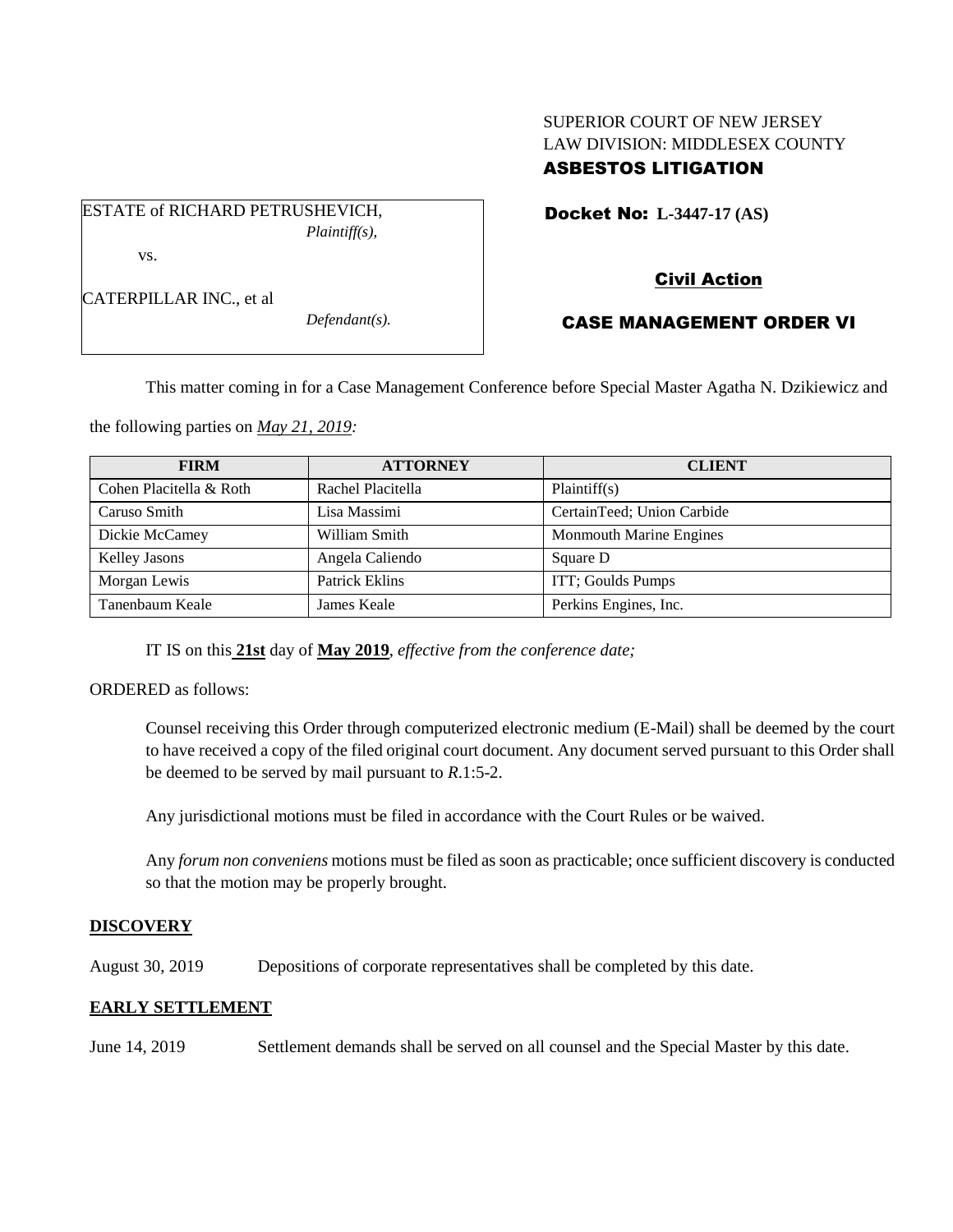SUPERIOR COURT OF NEW JERSEY
LAW DIVISION: MIDDLESEX COUNTY
**ASBESTOS LITIGATION**

ESTATE of RICHARD PETRUSHEVICH,
*Plaintiff(s),*

vs.

CATERPILLAR INC., et al
*Defendant(s).*

**Docket No: L-3447-17 (AS)**

**Civil Action**

**CASE MANAGEMENT ORDER VI**

This matter coming in for a Case Management Conference before Special Master Agatha N. Dzikiewicz and the following parties on *May 21, 2019:*

| FIRM | ATTORNEY | CLIENT |
|---|---|---|
| Cohen Placitella & Roth | Rachel Placitella | Plaintiff(s) |
| Caruso Smith | Lisa Massimi | CertainTeed; Union Carbide |
| Dickie McCamey | William Smith | Monmouth Marine Engines |
| Kelley Jasons | Angela Caliendo | Square D |
| Morgan Lewis | Patrick Eklins | ITT; Goulds Pumps |
| Tanenbaum Keale | James Keale | Perkins Engines, Inc. |

IT IS on this **21st** day of **May 2019**, *effective from the conference date;*

ORDERED as follows:

Counsel receiving this Order through computerized electronic medium (E-Mail) shall be deemed by the court to have received a copy of the filed original court document. Any document served pursuant to this Order shall be deemed to be served by mail pursuant to *R*.1:5-2.

Any jurisdictional motions must be filed in accordance with the Court Rules or be waived.

Any *forum non conveniens* motions must be filed as soon as practicable; once sufficient discovery is conducted so that the motion may be properly brought.

## DISCOVERY

August 30, 2019 Depositions of corporate representatives shall be completed by this date.

## EARLY SETTLEMENT

June 14, 2019 Settlement demands shall be served on all counsel and the Special Master by this date.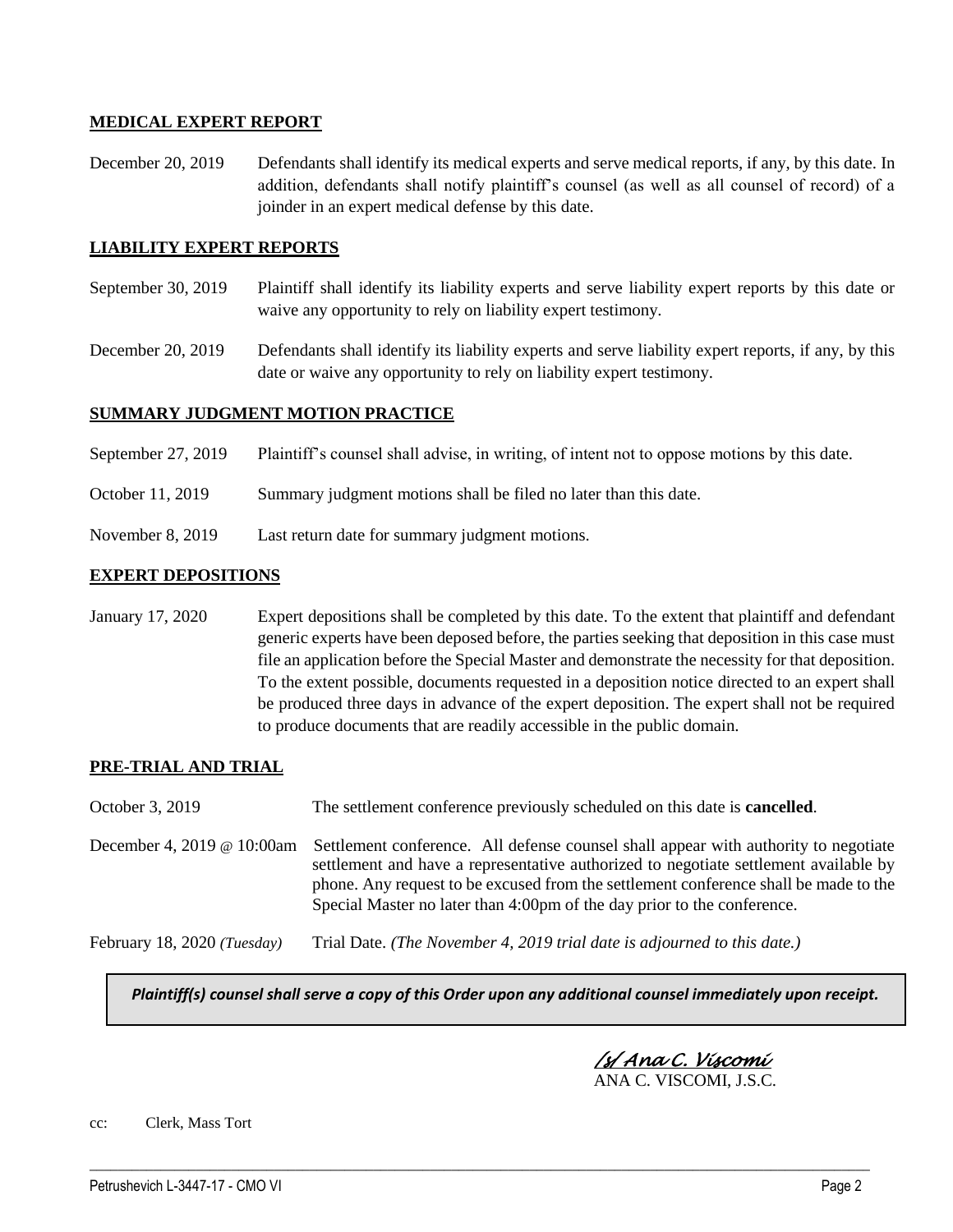**MEDICAL EXPERT REPORT**

| | |
|---|---|
| December 20, 2019 | Defendants shall identify its medical experts and serve medical reports, if any, by this date. In addition, defendants shall notify plaintiff's counsel (as well as all counsel of record) of a joinder in an expert medical defense by this date. |

**LIABILITY EXPERT REPORTS**

| | |
|---|---|
| September 30, 2019 | Plaintiff shall identify its liability experts and serve liability expert reports by this date or waive any opportunity to rely on liability expert testimony. |
| December 20, 2019 | Defendants shall identify its liability experts and serve liability expert reports, if any, by this date or waive any opportunity to rely on liability expert testimony. |

**SUMMARY JUDGMENT MOTION PRACTICE**

| | |
|---|---|
| September 27, 2019 | Plaintiff's counsel shall advise, in writing, of intent not to oppose motions by this date. |
| October 11, 2019 | Summary judgment motions shall be filed no later than this date. |
| November 8, 2019 | Last return date for summary judgment motions. |

**EXPERT DEPOSITIONS**

| | |
|---|---|
| January 17, 2020 | Expert depositions shall be completed by this date. To the extent that plaintiff and defendant generic experts have been deposed before, the parties seeking that deposition in this case must file an application before the Special Master and demonstrate the necessity for that deposition. To the extent possible, documents requested in a deposition notice directed to an expert shall be produced three days in advance of the expert deposition. The expert shall not be required to produce documents that are readily accessible in the public domain. |

**PRE-TRIAL AND TRIAL**

| | |
|---|---|
| October 3, 2019 | The settlement conference previously scheduled on this date is **cancelled**. |
| December 4, 2019 @ 10:00am | Settlement conference. All defense counsel shall appear with authority to negotiate settlement and have a representative authorized to negotiate settlement available by phone. Any request to be excused from the settlement conference shall be made to the Special Master no later than 4:00pm of the day prior to the conference. |
| February 18, 2020 *(Tuesday)* | Trial Date. *(The November 4, 2019 trial date is adjourned to this date.)* |

***Plaintiff(s) counsel shall serve a copy of this Order upon any additional counsel immediately upon receipt.***

*/s/ Ana C. Viscomi*
ANA C. VISCOMI, J.S.C.

cc: Clerk, Mass Tort

Petrushevich L-3447-17 - CMO VI